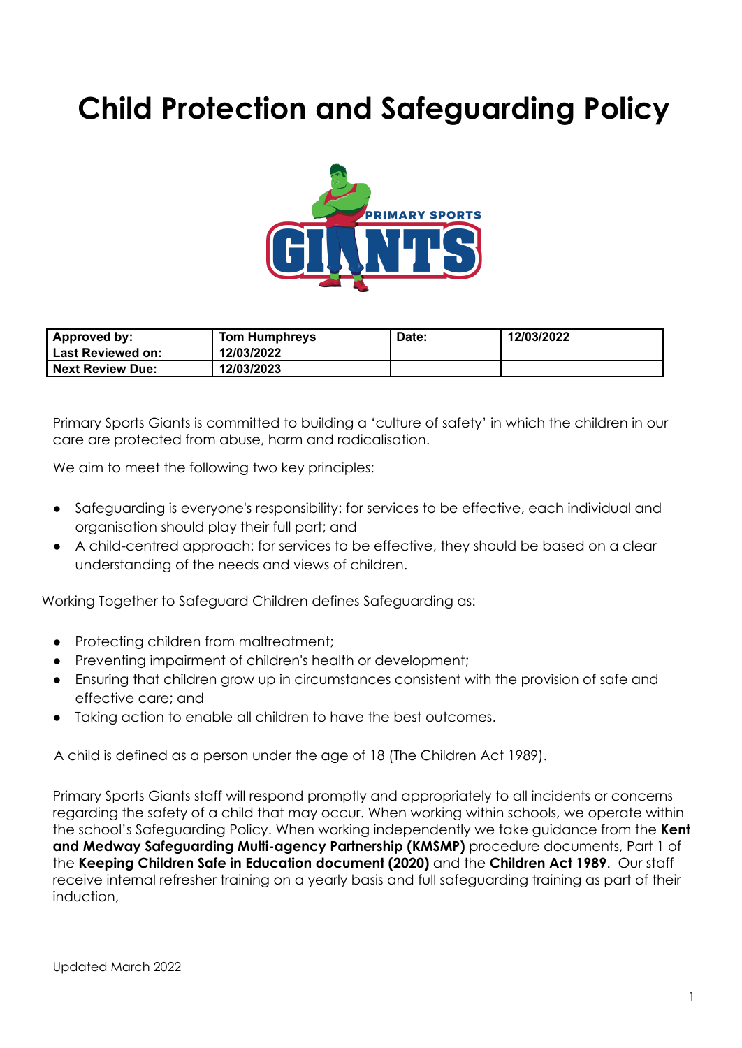# Child Protection and Safeguarding Policy

| Approved by: | Tom Humphreys | Date: | 12/03/2022 |
|---|---|---|---|
| Last Reviewed on: | 12/03/2022 | | |
| Next Review Due: | 12/03/2023 | | |

Primary Sports Giants is committed to building a 'culture of safety' in which the children in our care are protected from abuse, harm and radicalisation.

We aim to meet the following two key principles:

- Safeguarding is everyone's responsibility: for services to be effective, each individual and organisation should play their full part; and
- A child-centred approach: for services to be effective, they should be based on a clear understanding of the needs and views of children.

Working Together to Safeguard Children defines Safeguarding as:

- Protecting children from maltreatment;
- Preventing impairment of children's health or development;
- Ensuring that children grow up in circumstances consistent with the provision of safe and effective care; and
- Taking action to enable all children to have the best outcomes.

A child is defined as a person under the age of 18 (The Children Act 1989).

Primary Sports Giants staff will respond promptly and appropriately to all incidents or concerns regarding the safety of a child that may occur. When working within schools, we operate within the school's Safeguarding Policy. When working independently we take guidance from the **Kent and Medway Safeguarding Multi-agency Partnership (KMSMP)** procedure documents, Part 1 of the **Keeping Children Safe in Education document (2020)** and the **Children Act 1989**. Our staff receive internal refresher training on a yearly basis and full safeguarding training as part of their induction,

Updated March 2022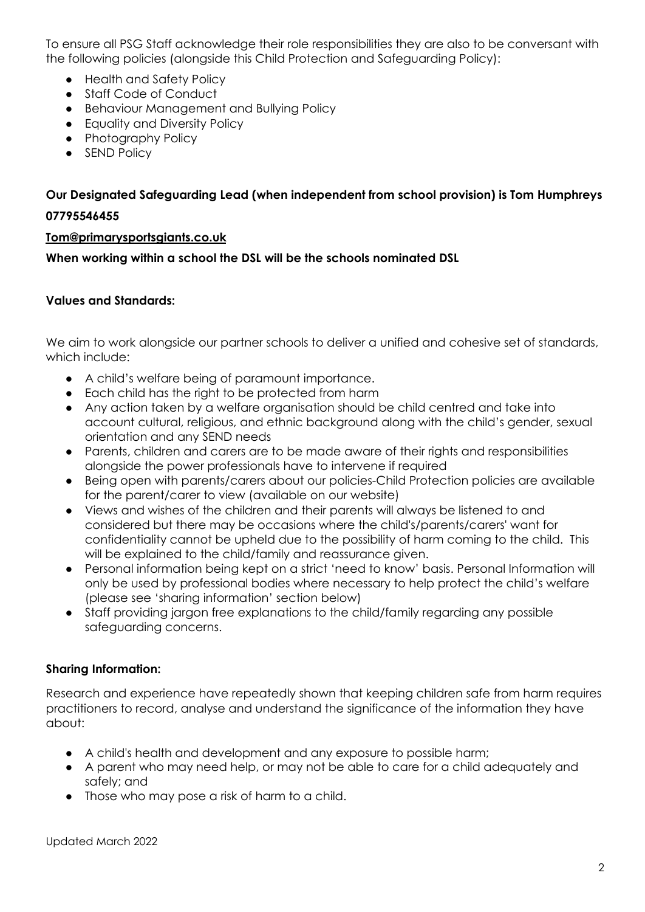To ensure all PSG Staff acknowledge their role responsibilities they are also to be conversant with the following policies (alongside this Child Protection and Safeguarding Policy):

- Health and Safety Policy
- Staff Code of Conduct
- Behaviour Management and Bullying Policy
- Equality and Diversity Policy
- Photography Policy
- SEND Policy

**Our Designated Safeguarding Lead (when independent from school provision) is Tom Humphreys**

**07795546455**

**Tom@primarysportsgiants.co.uk**

**When working within a school the DSL will be the schools nominated DSL**

**Values and Standards:**

We aim to work alongside our partner schools to deliver a unified and cohesive set of standards, which include:

- A child's welfare being of paramount importance.
- Each child has the right to be protected from harm
- Any action taken by a welfare organisation should be child centred and take into account cultural, religious, and ethnic background along with the child's gender, sexual orientation and any SEND needs
- Parents, children and carers are to be made aware of their rights and responsibilities alongside the power professionals have to intervene if required
- Being open with parents/carers about our policies-Child Protection policies are available for the parent/carer to view (available on our website)
- Views and wishes of the children and their parents will always be listened to and considered but there may be occasions where the child's/parents/carers' want for confidentiality cannot be upheld due to the possibility of harm coming to the child. This will be explained to the child/family and reassurance given.
- Personal information being kept on a strict 'need to know' basis. Personal Information will only be used by professional bodies where necessary to help protect the child's welfare (please see 'sharing information' section below)
- Staff providing jargon free explanations to the child/family regarding any possible safeguarding concerns.

**Sharing Information:**

Research and experience have repeatedly shown that keeping children safe from harm requires practitioners to record, analyse and understand the significance of the information they have about:

- A child's health and development and any exposure to possible harm;
- A parent who may need help, or may not be able to care for a child adequately and safely; and
- Those who may pose a risk of harm to a child.

Updated March 2022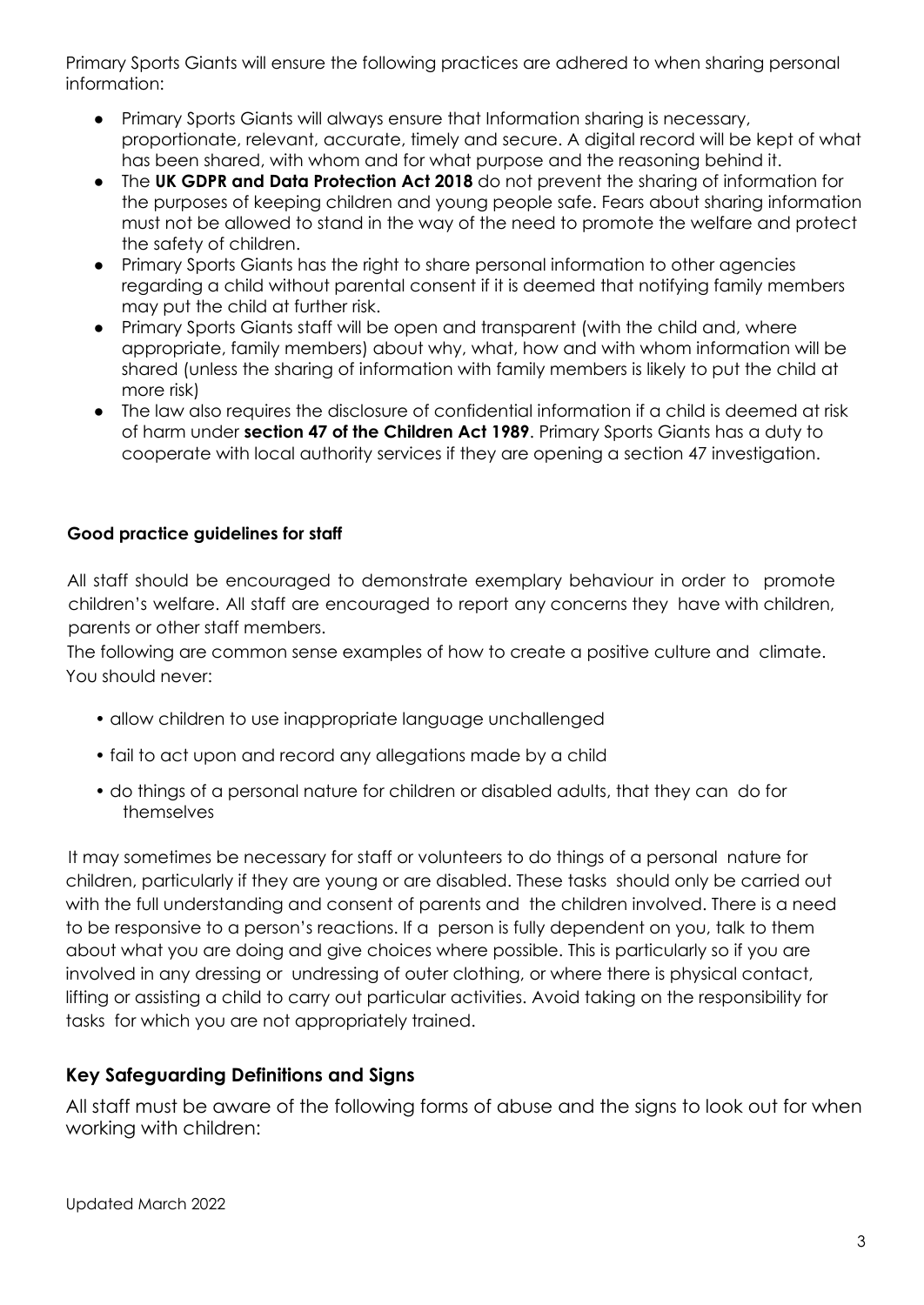Primary Sports Giants will ensure the following practices are adhered to when sharing personal information:

- Primary Sports Giants will always ensure that Information sharing is necessary, proportionate, relevant, accurate, timely and secure. A digital record will be kept of what has been shared, with whom and for what purpose and the reasoning behind it.
- The **UK GDPR and Data Protection Act 2018** do not prevent the sharing of information for the purposes of keeping children and young people safe. Fears about sharing information must not be allowed to stand in the way of the need to promote the welfare and protect the safety of children.
- Primary Sports Giants has the right to share personal information to other agencies regarding a child without parental consent if it is deemed that notifying family members may put the child at further risk.
- Primary Sports Giants staff will be open and transparent (with the child and, where appropriate, family members) about why, what, how and with whom information will be shared (unless the sharing of information with family members is likely to put the child at more risk)
- The law also requires the disclosure of confidential information if a child is deemed at risk of harm under **section 47 of the Children Act 1989**. Primary Sports Giants has a duty to cooperate with local authority services if they are opening a section 47 investigation.

#### Good practice guidelines for staff

All staff should be encouraged to demonstrate exemplary behaviour in order to promote children's welfare. All staff are encouraged to report any concerns they have with children, parents or other staff members.

The following are common sense examples of how to create a positive culture and climate. You should never:

- allow children to use inappropriate language unchallenged
- fail to act upon and record any allegations made by a child
- do things of a personal nature for children or disabled adults, that they can do for themselves

It may sometimes be necessary for staff or volunteers to do things of a personal nature for children, particularly if they are young or are disabled. These tasks should only be carried out with the full understanding and consent of parents and the children involved. There is a need to be responsive to a person's reactions. If a person is fully dependent on you, talk to them about what you are doing and give choices where possible. This is particularly so if you are involved in any dressing or undressing of outer clothing, or where there is physical contact, lifting or assisting a child to carry out particular activities. Avoid taking on the responsibility for tasks for which you are not appropriately trained.

### Key Safeguarding Definitions and Signs

All staff must be aware of the following forms of abuse and the signs to look out for when working with children:

Updated March 2022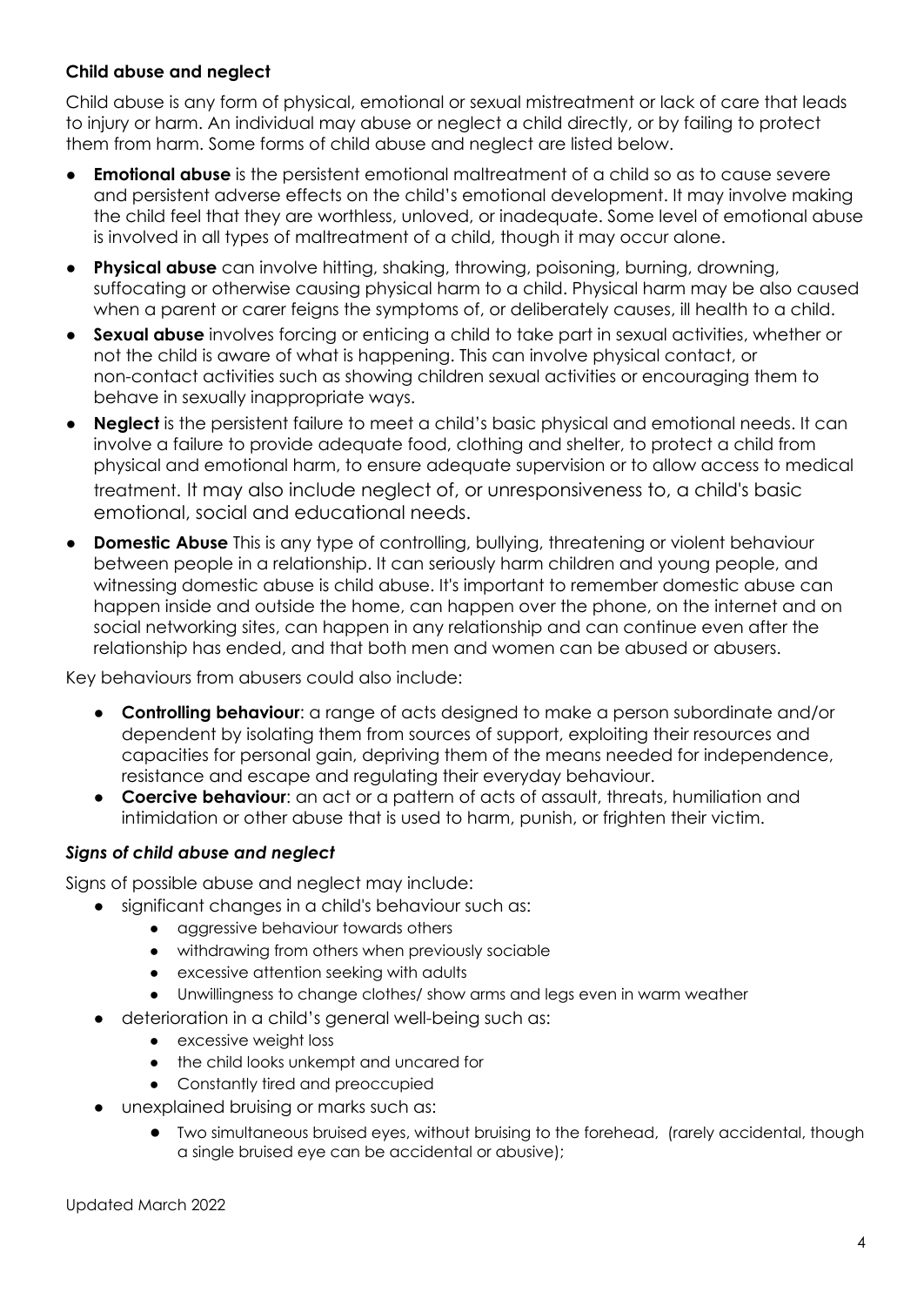### Child abuse and neglect

Child abuse is any form of physical, emotional or sexual mistreatment or lack of care that leads to injury or harm. An individual may abuse or neglect a child directly, or by failing to protect them from harm. Some forms of child abuse and neglect are listed below.

- **Emotional abuse** is the persistent emotional maltreatment of a child so as to cause severe and persistent adverse effects on the child's emotional development. It may involve making the child feel that they are worthless, unloved, or inadequate. Some level of emotional abuse is involved in all types of maltreatment of a child, though it may occur alone.
- **Physical abuse** can involve hitting, shaking, throwing, poisoning, burning, drowning, suffocating or otherwise causing physical harm to a child. Physical harm may be also caused when a parent or carer feigns the symptoms of, or deliberately causes, ill health to a child.
- **Sexual abuse** involves forcing or enticing a child to take part in sexual activities, whether or not the child is aware of what is happening. This can involve physical contact, or non-contact activities such as showing children sexual activities or encouraging them to behave in sexually inappropriate ways.
- **Neglect** is the persistent failure to meet a child's basic physical and emotional needs. It can involve a failure to provide adequate food, clothing and shelter, to protect a child from physical and emotional harm, to ensure adequate supervision or to allow access to medical treatment. It may also include neglect of, or unresponsiveness to, a child's basic emotional, social and educational needs.
- **Domestic Abuse** This is any type of controlling, bullying, threatening or violent behaviour between people in a relationship. It can seriously harm children and young people, and witnessing domestic abuse is child abuse. It's important to remember domestic abuse can happen inside and outside the home, can happen over the phone, on the internet and on social networking sites, can happen in any relationship and can continue even after the relationship has ended, and that both men and women can be abused or abusers.

Key behaviours from abusers could also include:

- **Controlling behaviour**: a range of acts designed to make a person subordinate and/or dependent by isolating them from sources of support, exploiting their resources and capacities for personal gain, depriving them of the means needed for independence, resistance and escape and regulating their everyday behaviour.
- **Coercive behaviour**: an act or a pattern of acts of assault, threats, humiliation and intimidation or other abuse that is used to harm, punish, or frighten their victim.

#### *Signs of child abuse and neglect*

Signs of possible abuse and neglect may include:

- significant changes in a child's behaviour such as:
  - aggressive behaviour towards others
  - withdrawing from others when previously sociable
  - excessive attention seeking with adults
  - Unwillingness to change clothes/ show arms and legs even in warm weather
- deterioration in a child's general well-being such as:
  - excessive weight loss
  - the child looks unkempt and uncared for
  - Constantly tired and preoccupied
- unexplained bruising or marks such as:
  - Two simultaneous bruised eyes, without bruising to the forehead, (rarely accidental, though a single bruised eye can be accidental or abusive);

Updated March 2022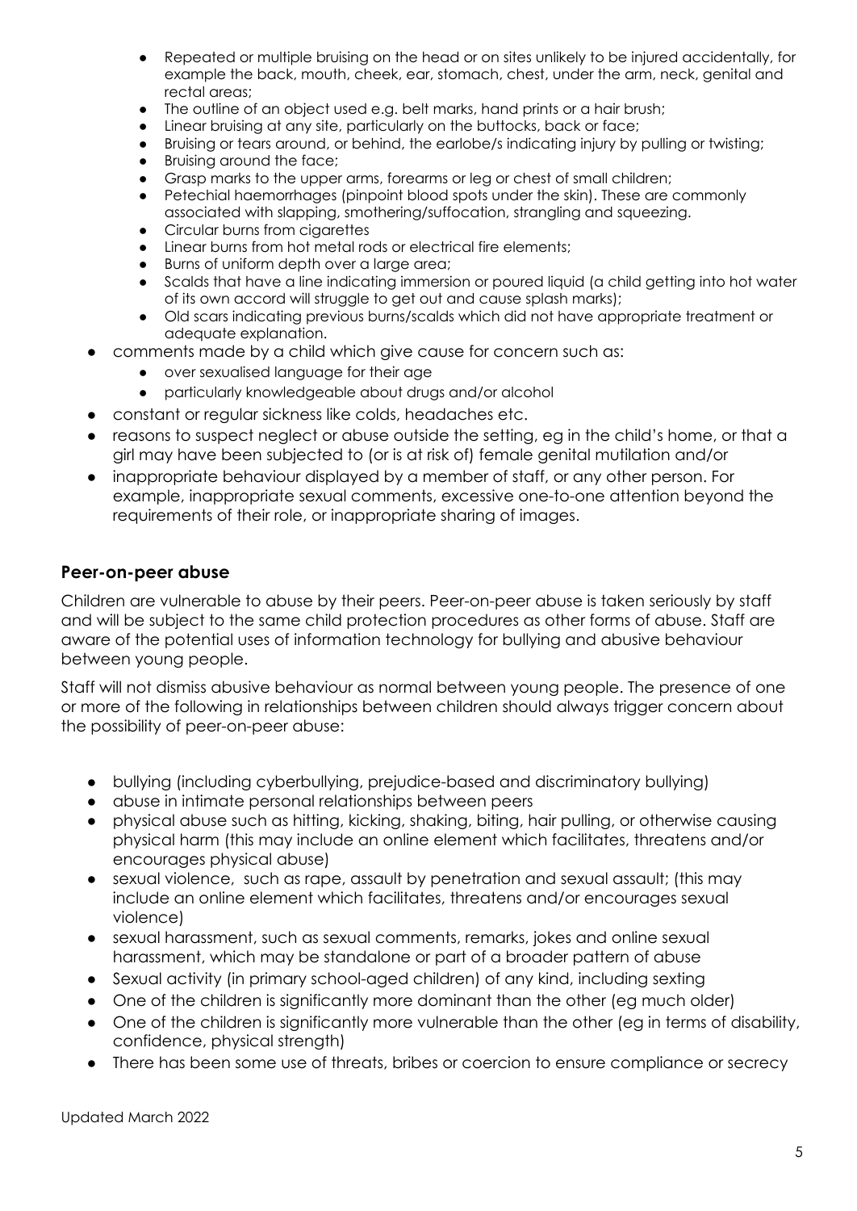- Repeated or multiple bruising on the head or on sites unlikely to be injured accidentally, for example the back, mouth, cheek, ear, stomach, chest, under the arm, neck, genital and rectal areas;
  - The outline of an object used e.g. belt marks, hand prints or a hair brush;
  - Linear bruising at any site, particularly on the buttocks, back or face;
  - Bruising or tears around, or behind, the earlobe/s indicating injury by pulling or twisting;
  - Bruising around the face;
  - Grasp marks to the upper arms, forearms or leg or chest of small children;
  - Petechial haemorrhages (pinpoint blood spots under the skin). These are commonly associated with slapping, smothering/suffocation, strangling and squeezing.
  - Circular burns from cigarettes
  - Linear burns from hot metal rods or electrical fire elements;
  - Burns of uniform depth over a large area;
  - Scalds that have a line indicating immersion or poured liquid (a child getting into hot water of its own accord will struggle to get out and cause splash marks);
  - Old scars indicating previous burns/scalds which did not have appropriate treatment or adequate explanation.
- comments made by a child which give cause for concern such as:
  - over sexualised language for their age
  - particularly knowledgeable about drugs and/or alcohol
- constant or regular sickness like colds, headaches etc.
- reasons to suspect neglect or abuse outside the setting, eg in the child's home, or that a girl may have been subjected to (or is at risk of) female genital mutilation and/or
- inappropriate behaviour displayed by a member of staff, or any other person. For example, inappropriate sexual comments, excessive one-to-one attention beyond the requirements of their role, or inappropriate sharing of images.

### Peer-on-peer abuse

Children are vulnerable to abuse by their peers. Peer-on-peer abuse is taken seriously by staff and will be subject to the same child protection procedures as other forms of abuse. Staff are aware of the potential uses of information technology for bullying and abusive behaviour between young people.

Staff will not dismiss abusive behaviour as normal between young people. The presence of one or more of the following in relationships between children should always trigger concern about the possibility of peer-on-peer abuse:

- bullying (including cyberbullying, prejudice-based and discriminatory bullying)
- abuse in intimate personal relationships between peers
- physical abuse such as hitting, kicking, shaking, biting, hair pulling, or otherwise causing physical harm (this may include an online element which facilitates, threatens and/or encourages physical abuse)
- sexual violence, such as rape, assault by penetration and sexual assault; (this may include an online element which facilitates, threatens and/or encourages sexual violence)
- sexual harassment, such as sexual comments, remarks, jokes and online sexual harassment, which may be standalone or part of a broader pattern of abuse
- Sexual activity (in primary school-aged children) of any kind, including sexting
- One of the children is significantly more dominant than the other (eg much older)
- One of the children is significantly more vulnerable than the other (eg in terms of disability, confidence, physical strength)
- There has been some use of threats, bribes or coercion to ensure compliance or secrecy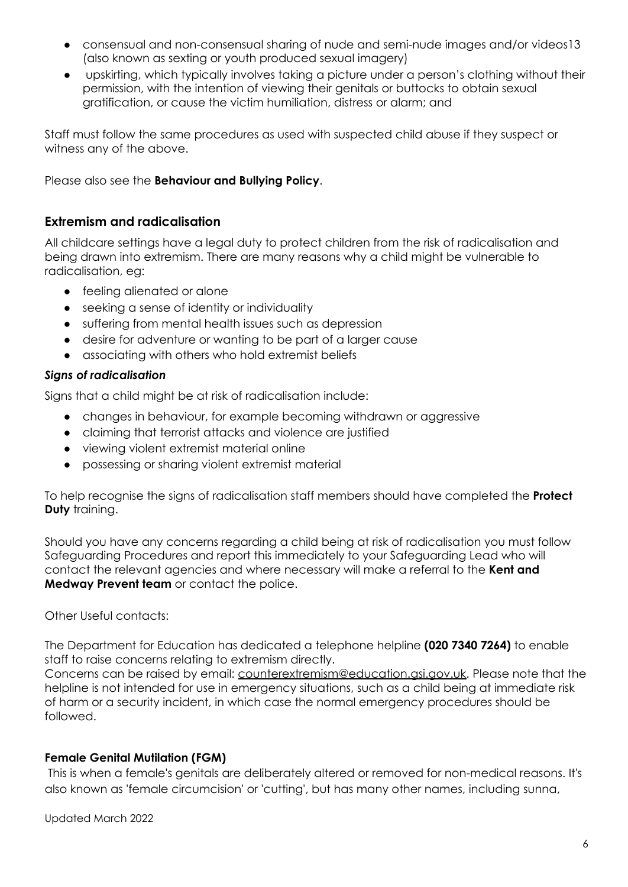- consensual and non-consensual sharing of nude and semi-nude images and/or videos13 (also known as sexting or youth produced sexual imagery)
- upskirting, which typically involves taking a picture under a person's clothing without their permission, with the intention of viewing their genitals or buttocks to obtain sexual gratification, or cause the victim humiliation, distress or alarm; and

Staff must follow the same procedures as used with suspected child abuse if they suspect or witness any of the above.

Please also see the **Behaviour and Bullying Policy**.

## Extremism and radicalisation

All childcare settings have a legal duty to protect children from the risk of radicalisation and being drawn into extremism. There are many reasons why a child might be vulnerable to radicalisation, eg:

- feeling alienated or alone
- seeking a sense of identity or individuality
- suffering from mental health issues such as depression
- desire for adventure or wanting to be part of a larger cause
- associating with others who hold extremist beliefs

### *Signs of radicalisation*

Signs that a child might be at risk of radicalisation include:

- changes in behaviour, for example becoming withdrawn or aggressive
- claiming that terrorist attacks and violence are justified
- viewing violent extremist material online
- possessing or sharing violent extremist material

To help recognise the signs of radicalisation staff members should have completed the **Protect Duty** training.

Should you have any concerns regarding a child being at risk of radicalisation you must follow Safeguarding Procedures and report this immediately to your Safeguarding Lead who will contact the relevant agencies and where necessary will make a referral to the **Kent and Medway Prevent team** or contact the police.

Other Useful contacts:

The Department for Education has dedicated a telephone helpline **(020 7340 7264)** to enable staff to raise concerns relating to extremism directly.
Concerns can be raised by email: counterextremism@education.gsi.gov.uk. Please note that the helpline is not intended for use in emergency situations, such as a child being at immediate risk of harm or a security incident, in which case the normal emergency procedures should be followed.

### Female Genital Mutilation (FGM)

This is when a female's genitals are deliberately altered or removed for non-medical reasons. It's also known as 'female circumcision' or 'cutting', but has many other names, including sunna,

Updated March 2022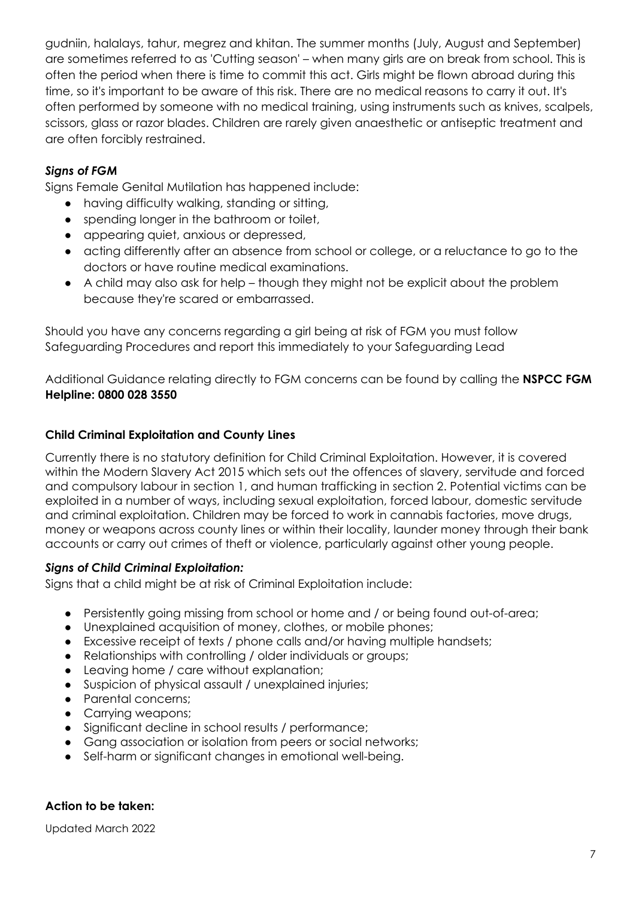gudniin, halalays, tahur, megrez and khitan. The summer months (July, August and September) are sometimes referred to as 'Cutting season' – when many girls are on break from school. This is often the period when there is time to commit this act. Girls might be flown abroad during this time, so it's important to be aware of this risk. There are no medical reasons to carry it out. It's often performed by someone with no medical training, using instruments such as knives, scalpels, scissors, glass or razor blades. Children are rarely given anaesthetic or antiseptic treatment and are often forcibly restrained.

***Signs of FGM***

Signs Female Genital Mutilation has happened include:

- having difficulty walking, standing or sitting,
- spending longer in the bathroom or toilet,
- appearing quiet, anxious or depressed,
- acting differently after an absence from school or college, or a reluctance to go to the doctors or have routine medical examinations.
- A child may also ask for help – though they might not be explicit about the problem because they're scared or embarrassed.

Should you have any concerns regarding a girl being at risk of FGM you must follow Safeguarding Procedures and report this immediately to your Safeguarding Lead

Additional Guidance relating directly to FGM concerns can be found by calling the **NSPCC FGM Helpline: 0800 028 3550**

**Child Criminal Exploitation and County Lines**

Currently there is no statutory definition for Child Criminal Exploitation. However, it is covered within the Modern Slavery Act 2015 which sets out the offences of slavery, servitude and forced and compulsory labour in section 1, and human trafficking in section 2. Potential victims can be exploited in a number of ways, including sexual exploitation, forced labour, domestic servitude and criminal exploitation. Children may be forced to work in cannabis factories, move drugs, money or weapons across county lines or within their locality, launder money through their bank accounts or carry out crimes of theft or violence, particularly against other young people.

***Signs of Child Criminal Exploitation:***

Signs that a child might be at risk of Criminal Exploitation include:

- Persistently going missing from school or home and / or being found out-of-area;
- Unexplained acquisition of money, clothes, or mobile phones;
- Excessive receipt of texts / phone calls and/or having multiple handsets;
- Relationships with controlling / older individuals or groups;
- Leaving home / care without explanation;
- Suspicion of physical assault / unexplained injuries;
- Parental concerns;
- Carrying weapons;
- Significant decline in school results / performance;
- Gang association or isolation from peers or social networks;
- Self-harm or significant changes in emotional well-being.

**Action to be taken:**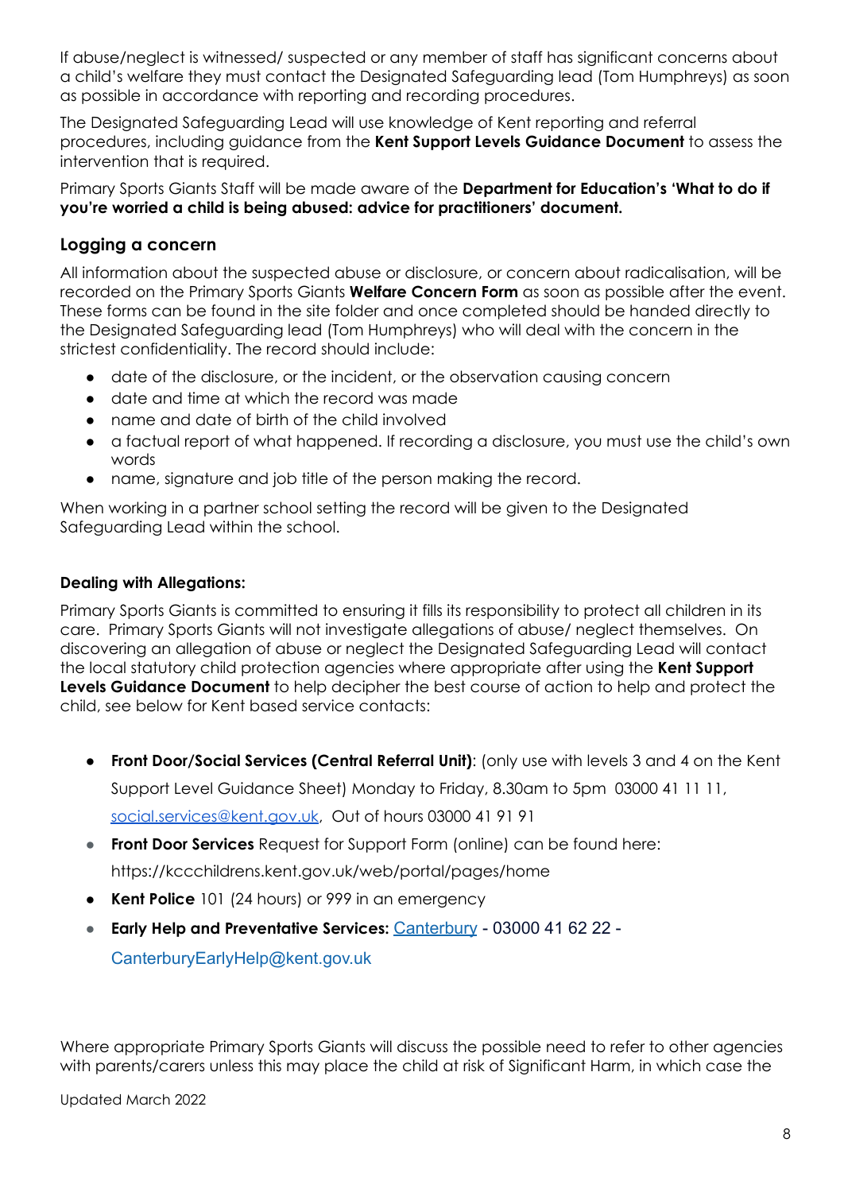If abuse/neglect is witnessed/ suspected or any member of staff has significant concerns about a child's welfare they must contact the Designated Safeguarding lead (Tom Humphreys) as soon as possible in accordance with reporting and recording procedures.

The Designated Safeguarding Lead will use knowledge of Kent reporting and referral procedures, including guidance from the **Kent Support Levels Guidance Document** to assess the intervention that is required.

Primary Sports Giants Staff will be made aware of the **Department for Education's 'What to do if you're worried a child is being abused: advice for practitioners' document.**

## Logging a concern

All information about the suspected abuse or disclosure, or concern about radicalisation, will be recorded on the Primary Sports Giants **Welfare Concern Form** as soon as possible after the event. These forms can be found in the site folder and once completed should be handed directly to the Designated Safeguarding lead (Tom Humphreys) who will deal with the concern in the strictest confidentiality. The record should include:

- date of the disclosure, or the incident, or the observation causing concern
- date and time at which the record was made
- name and date of birth of the child involved
- a factual report of what happened. If recording a disclosure, you must use the child's own words
- name, signature and job title of the person making the record.

When working in a partner school setting the record will be given to the Designated Safeguarding Lead within the school.

### Dealing with Allegations:

Primary Sports Giants is committed to ensuring it fills its responsibility to protect all children in its care. Primary Sports Giants will not investigate allegations of abuse/ neglect themselves. On discovering an allegation of abuse or neglect the Designated Safeguarding Lead will contact the local statutory child protection agencies where appropriate after using the **Kent Support Levels Guidance Document** to help decipher the best course of action to help and protect the child, see below for Kent based service contacts:

- **Front Door/Social Services (Central Referral Unit)**: (only use with levels 3 and 4 on the Kent Support Level Guidance Sheet) Monday to Friday, 8.30am to 5pm 03000 41 11 11, social.services@kent.gov.uk, Out of hours 03000 41 91 91
- **Front Door Services** Request for Support Form (online) can be found here: https://kccchildrens.kent.gov.uk/web/portal/pages/home
- **Kent Police** 101 (24 hours) or 999 in an emergency
- **Early Help and Preventative Services:** Canterbury - 03000 41 62 22 - CanterburyEarlyHelp@kent.gov.uk

Where appropriate Primary Sports Giants will discuss the possible need to refer to other agencies with parents/carers unless this may place the child at risk of Significant Harm, in which case the

Updated March 2022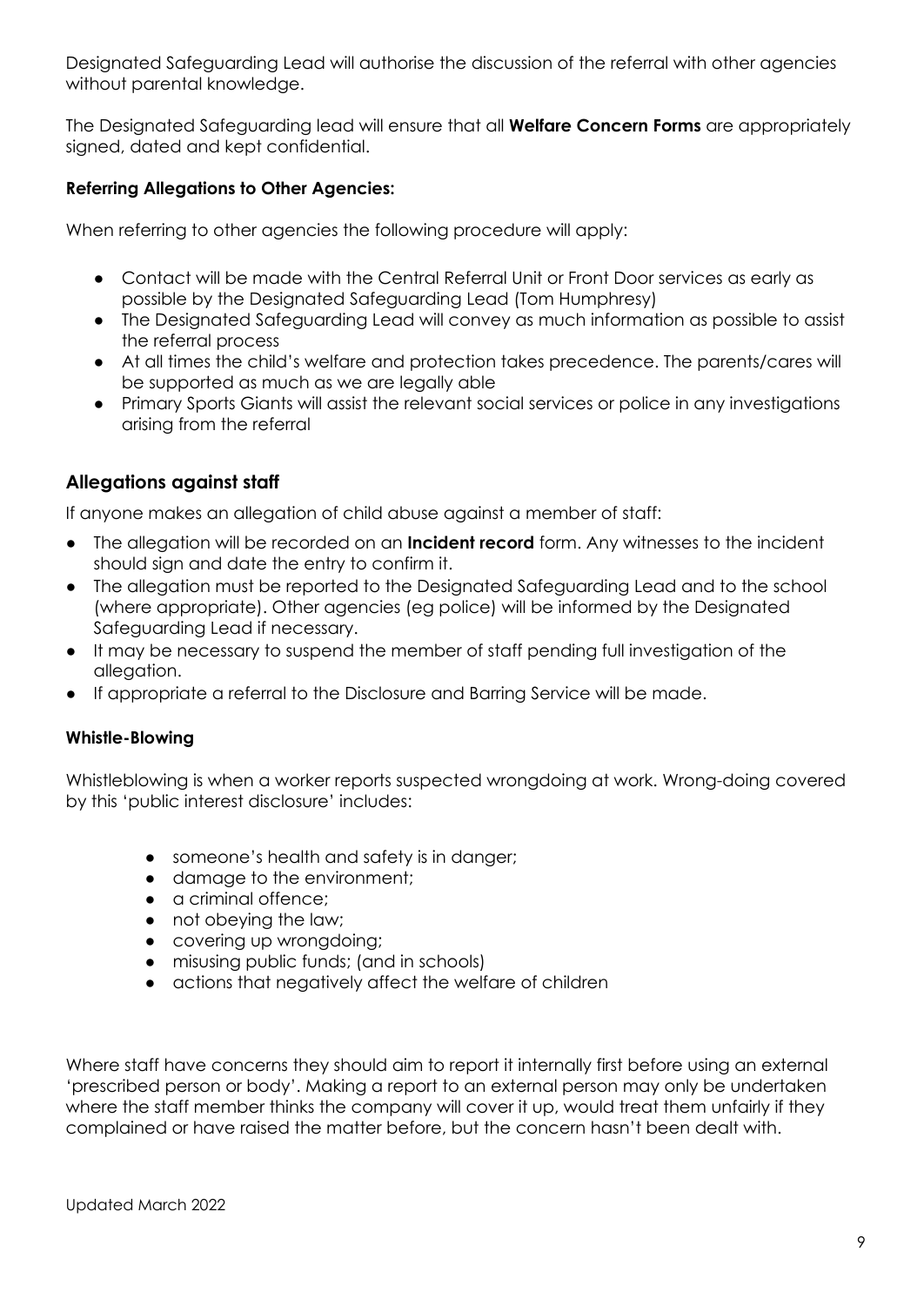Designated Safeguarding Lead will authorise the discussion of the referral with other agencies without parental knowledge.

The Designated Safeguarding lead will ensure that all **Welfare Concern Forms** are appropriately signed, dated and kept confidential.

**Referring Allegations to Other Agencies:**

When referring to other agencies the following procedure will apply:

- Contact will be made with the Central Referral Unit or Front Door services as early as possible by the Designated Safeguarding Lead (Tom Humphresy)
- The Designated Safeguarding Lead will convey as much information as possible to assist the referral process
- At all times the child's welfare and protection takes precedence. The parents/cares will be supported as much as we are legally able
- Primary Sports Giants will assist the relevant social services or police in any investigations arising from the referral

## Allegations against staff

If anyone makes an allegation of child abuse against a member of staff:

- The allegation will be recorded on an **Incident record** form. Any witnesses to the incident should sign and date the entry to confirm it.
- The allegation must be reported to the Designated Safeguarding Lead and to the school (where appropriate). Other agencies (eg police) will be informed by the Designated Safeguarding Lead if necessary.
- It may be necessary to suspend the member of staff pending full investigation of the allegation.
- If appropriate a referral to the Disclosure and Barring Service will be made.

**Whistle-Blowing**

Whistleblowing is when a worker reports suspected wrongdoing at work. Wrong-doing covered by this 'public interest disclosure' includes:

- someone's health and safety is in danger;
- damage to the environment;
- a criminal offence;
- not obeying the law;
- covering up wrongdoing;
- misusing public funds; (and in schools)
- actions that negatively affect the welfare of children

Where staff have concerns they should aim to report it internally first before using an external 'prescribed person or body'. Making a report to an external person may only be undertaken where the staff member thinks the company will cover it up, would treat them unfairly if they complained or have raised the matter before, but the concern hasn't been dealt with.

Updated March 2022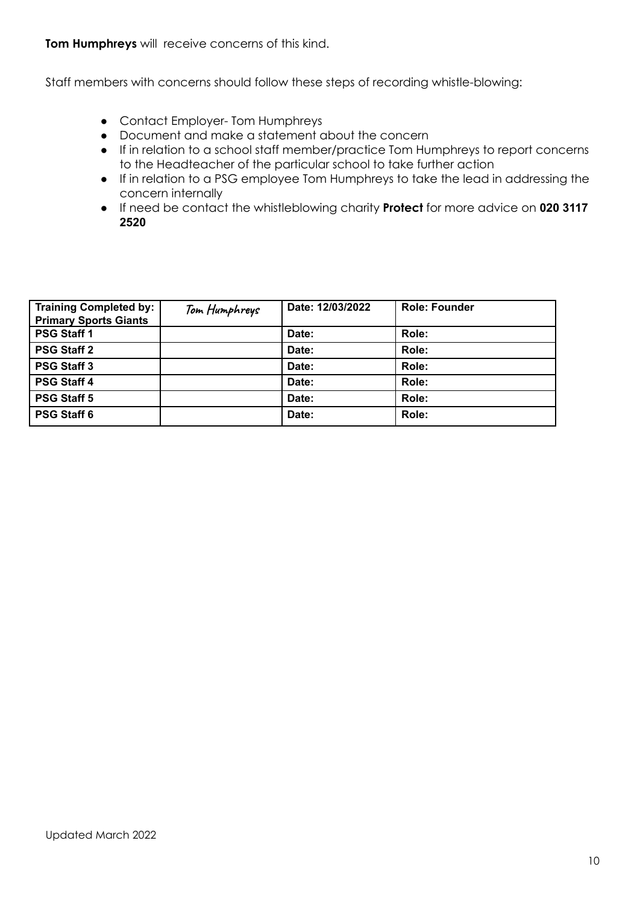**Tom Humphreys** will receive concerns of this kind.

Staff members with concerns should follow these steps of recording whistle-blowing:

- Contact Employer- Tom Humphreys
- Document and make a statement about the concern
- If in relation to a school staff member/practice Tom Humphreys to report concerns to the Headteacher of the particular school to take further action
- If in relation to a PSG employee Tom Humphreys to take the lead in addressing the concern internally
- If need be contact the whistleblowing charity **Protect** for more advice on **020 3117 2520**

| | | | |
|---|---|---|---|
| **Training Completed by: Primary Sports Giants** | Tom Humphreys | **Date: 12/03/2022** | **Role: Founder** |
| **PSG Staff 1** | | **Date:** | **Role:** |
| **PSG Staff 2** | | **Date:** | **Role:** |
| **PSG Staff 3** | | **Date:** | **Role:** |
| **PSG Staff 4** | | **Date:** | **Role:** |
| **PSG Staff 5** | | **Date:** | **Role:** |
| **PSG Staff 6** | | **Date:** | **Role:** |

Updated March 2022